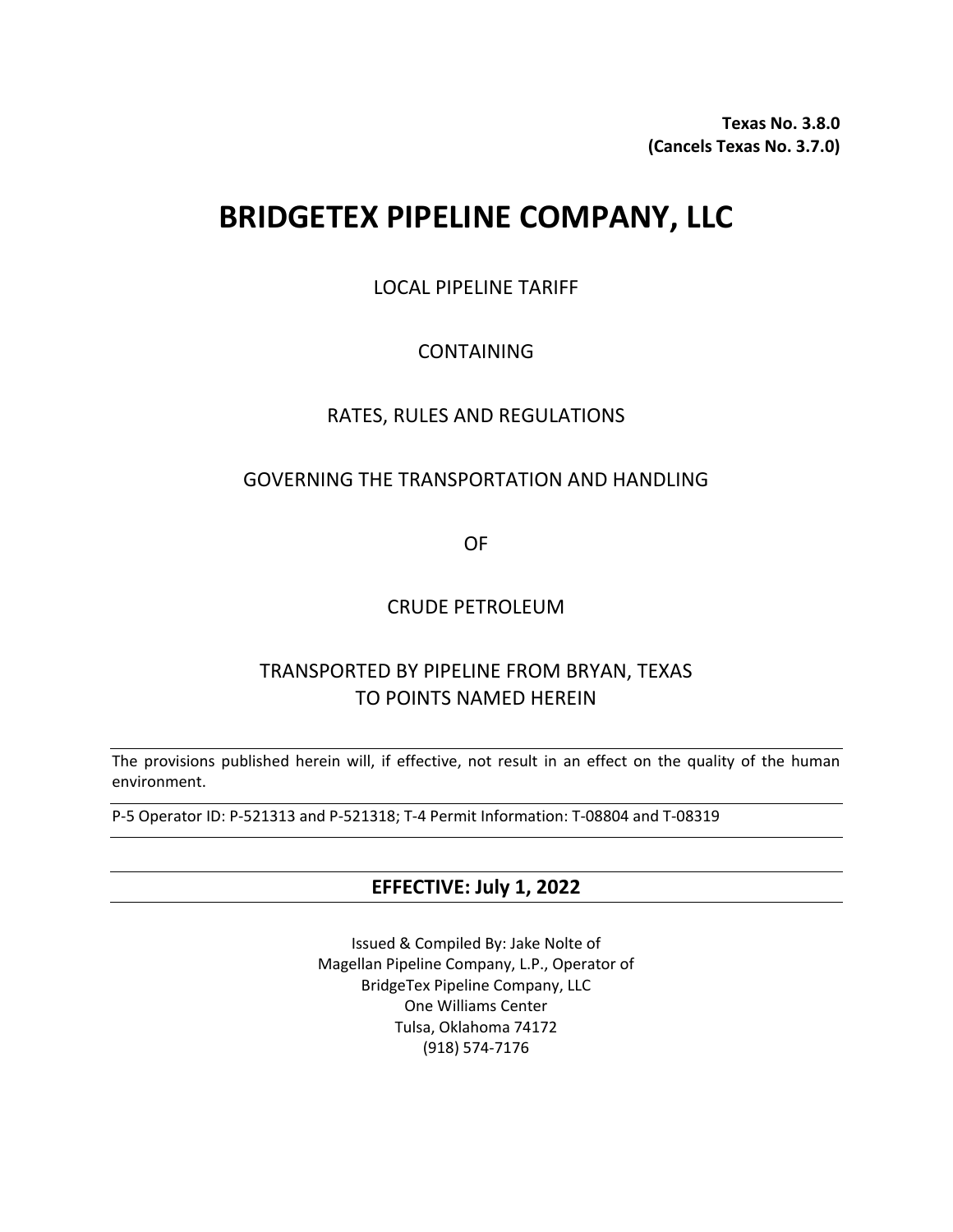**Texas No. 3.8.0**
**(Cancels Texas No. 3.7.0)**

# BRIDGETEX PIPELINE COMPANY, LLC

LOCAL PIPELINE TARIFF

CONTAINING

RATES, RULES AND REGULATIONS

GOVERNING THE TRANSPORTATION AND HANDLING

OF

CRUDE PETROLEUM

TRANSPORTED BY PIPELINE FROM BRYAN, TEXAS
TO POINTS NAMED HEREIN

---

The provisions published herein will, if effective, not result in an effect on the quality of the human environment.

---

P-5 Operator ID: P-521313 and P-521318; T-4 Permit Information: T-08804 and T-08319

---

**EFFECTIVE: July 1, 2022**

---

Issued & Compiled By: Jake Nolte of
Magellan Pipeline Company, L.P., Operator of
BridgeTex Pipeline Company, LLC
One Williams Center
Tulsa, Oklahoma 74172
(918) 574-7176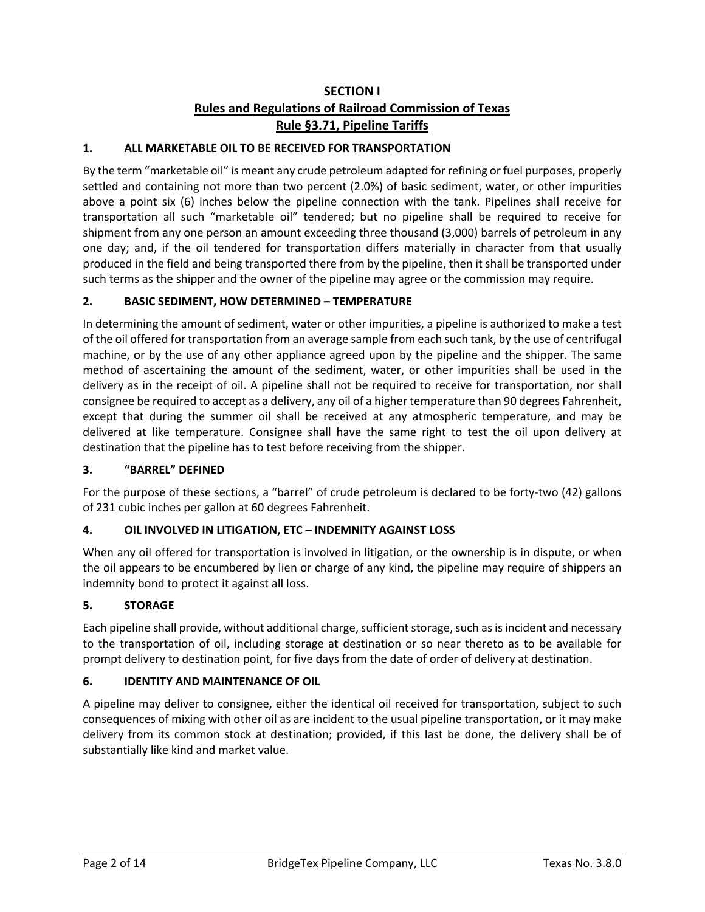## SECTION I
## Rules and Regulations of Railroad Commission of Texas
## Rule §3.71, Pipeline Tariffs

### 1. ALL MARKETABLE OIL TO BE RECEIVED FOR TRANSPORTATION

By the term "marketable oil" is meant any crude petroleum adapted for refining or fuel purposes, properly settled and containing not more than two percent (2.0%) of basic sediment, water, or other impurities above a point six (6) inches below the pipeline connection with the tank. Pipelines shall receive for transportation all such "marketable oil" tendered; but no pipeline shall be required to receive for shipment from any one person an amount exceeding three thousand (3,000) barrels of petroleum in any one day; and, if the oil tendered for transportation differs materially in character from that usually produced in the field and being transported there from by the pipeline, then it shall be transported under such terms as the shipper and the owner of the pipeline may agree or the commission may require.

### 2. BASIC SEDIMENT, HOW DETERMINED – TEMPERATURE

In determining the amount of sediment, water or other impurities, a pipeline is authorized to make a test of the oil offered for transportation from an average sample from each such tank, by the use of centrifugal machine, or by the use of any other appliance agreed upon by the pipeline and the shipper. The same method of ascertaining the amount of the sediment, water, or other impurities shall be used in the delivery as in the receipt of oil. A pipeline shall not be required to receive for transportation, nor shall consignee be required to accept as a delivery, any oil of a higher temperature than 90 degrees Fahrenheit, except that during the summer oil shall be received at any atmospheric temperature, and may be delivered at like temperature. Consignee shall have the same right to test the oil upon delivery at destination that the pipeline has to test before receiving from the shipper.

### 3. "BARREL" DEFINED

For the purpose of these sections, a "barrel" of crude petroleum is declared to be forty-two (42) gallons of 231 cubic inches per gallon at 60 degrees Fahrenheit.

### 4. OIL INVOLVED IN LITIGATION, ETC – INDEMNITY AGAINST LOSS

When any oil offered for transportation is involved in litigation, or the ownership is in dispute, or when the oil appears to be encumbered by lien or charge of any kind, the pipeline may require of shippers an indemnity bond to protect it against all loss.

### 5. STORAGE

Each pipeline shall provide, without additional charge, sufficient storage, such as is incident and necessary to the transportation of oil, including storage at destination or so near thereto as to be available for prompt delivery to destination point, for five days from the date of order of delivery at destination.

### 6. IDENTITY AND MAINTENANCE OF OIL

A pipeline may deliver to consignee, either the identical oil received for transportation, subject to such consequences of mixing with other oil as are incident to the usual pipeline transportation, or it may make delivery from its common stock at destination; provided, if this last be done, the delivery shall be of substantially like kind and market value.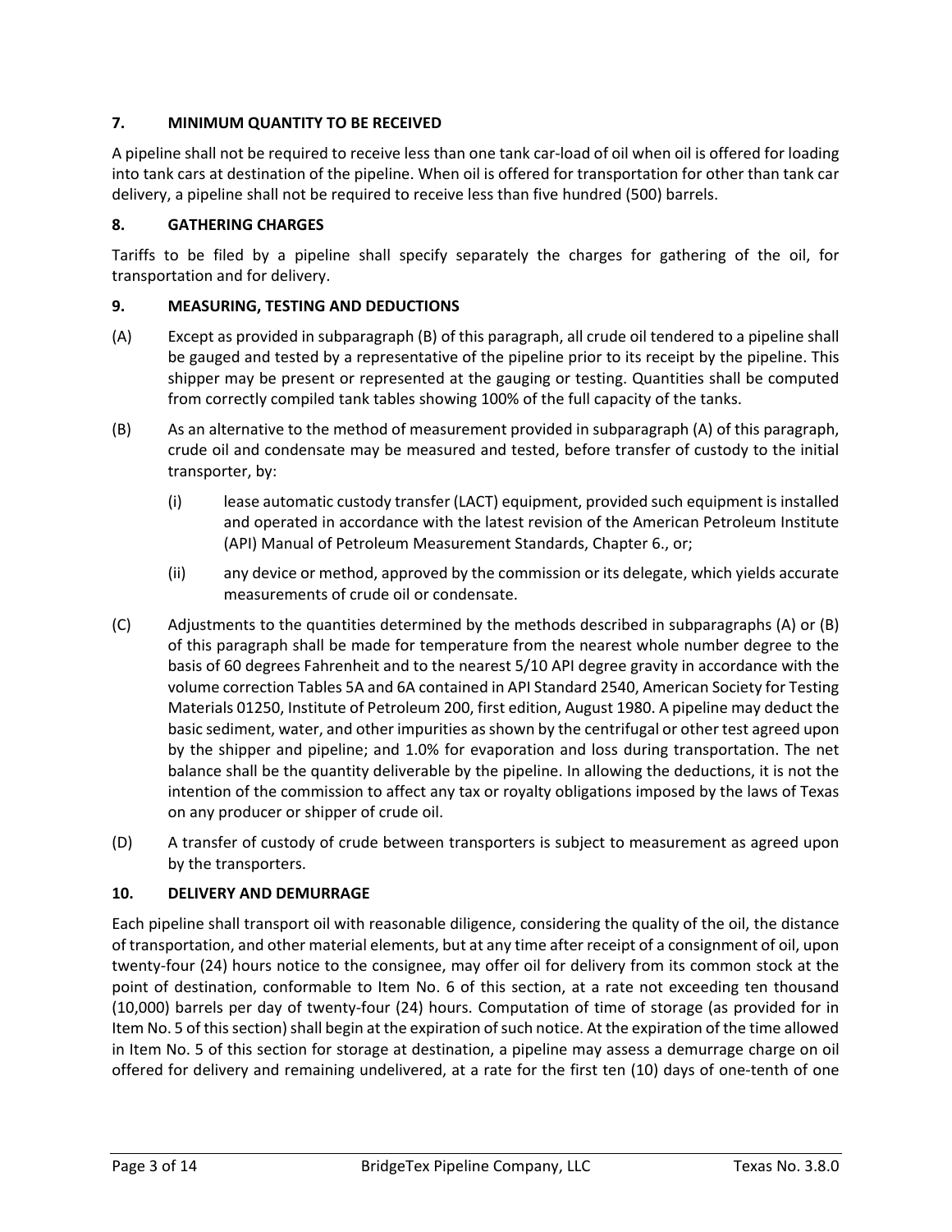## 7. MINIMUM QUANTITY TO BE RECEIVED

A pipeline shall not be required to receive less than one tank car-load of oil when oil is offered for loading into tank cars at destination of the pipeline. When oil is offered for transportation for other than tank car delivery, a pipeline shall not be required to receive less than five hundred (500) barrels.

## 8. GATHERING CHARGES

Tariffs to be filed by a pipeline shall specify separately the charges for gathering of the oil, for transportation and for delivery.

## 9. MEASURING, TESTING AND DEDUCTIONS

(A) Except as provided in subparagraph (B) of this paragraph, all crude oil tendered to a pipeline shall be gauged and tested by a representative of the pipeline prior to its receipt by the pipeline. This shipper may be present or represented at the gauging or testing. Quantities shall be computed from correctly compiled tank tables showing 100% of the full capacity of the tanks.

(B) As an alternative to the method of measurement provided in subparagraph (A) of this paragraph, crude oil and condensate may be measured and tested, before transfer of custody to the initial transporter, by:

(i) lease automatic custody transfer (LACT) equipment, provided such equipment is installed and operated in accordance with the latest revision of the American Petroleum Institute (API) Manual of Petroleum Measurement Standards, Chapter 6., or;

(ii) any device or method, approved by the commission or its delegate, which yields accurate measurements of crude oil or condensate.

(C) Adjustments to the quantities determined by the methods described in subparagraphs (A) or (B) of this paragraph shall be made for temperature from the nearest whole number degree to the basis of 60 degrees Fahrenheit and to the nearest 5/10 API degree gravity in accordance with the volume correction Tables 5A and 6A contained in API Standard 2540, American Society for Testing Materials 01250, Institute of Petroleum 200, first edition, August 1980. A pipeline may deduct the basic sediment, water, and other impurities as shown by the centrifugal or other test agreed upon by the shipper and pipeline; and 1.0% for evaporation and loss during transportation. The net balance shall be the quantity deliverable by the pipeline. In allowing the deductions, it is not the intention of the commission to affect any tax or royalty obligations imposed by the laws of Texas on any producer or shipper of crude oil.

(D) A transfer of custody of crude between transporters is subject to measurement as agreed upon by the transporters.

## 10. DELIVERY AND DEMURRAGE

Each pipeline shall transport oil with reasonable diligence, considering the quality of the oil, the distance of transportation, and other material elements, but at any time after receipt of a consignment of oil, upon twenty-four (24) hours notice to the consignee, may offer oil for delivery from its common stock at the point of destination, conformable to Item No. 6 of this section, at a rate not exceeding ten thousand (10,000) barrels per day of twenty-four (24) hours. Computation of time of storage (as provided for in Item No. 5 of this section) shall begin at the expiration of such notice. At the expiration of the time allowed in Item No. 5 of this section for storage at destination, a pipeline may assess a demurrage charge on oil offered for delivery and remaining undelivered, at a rate for the first ten (10) days of one-tenth of one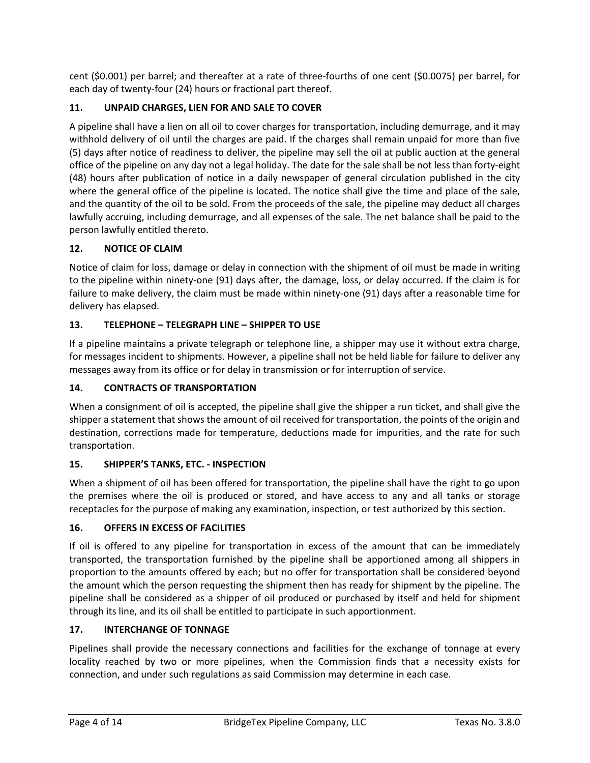cent ($0.001) per barrel; and thereafter at a rate of three-fourths of one cent ($0.0075) per barrel, for each day of twenty-four (24) hours or fractional part thereof.

## 11. UNPAID CHARGES, LIEN FOR AND SALE TO COVER

A pipeline shall have a lien on all oil to cover charges for transportation, including demurrage, and it may withhold delivery of oil until the charges are paid. If the charges shall remain unpaid for more than five (5) days after notice of readiness to deliver, the pipeline may sell the oil at public auction at the general office of the pipeline on any day not a legal holiday. The date for the sale shall be not less than forty-eight (48) hours after publication of notice in a daily newspaper of general circulation published in the city where the general office of the pipeline is located. The notice shall give the time and place of the sale, and the quantity of the oil to be sold. From the proceeds of the sale, the pipeline may deduct all charges lawfully accruing, including demurrage, and all expenses of the sale. The net balance shall be paid to the person lawfully entitled thereto.

## 12. NOTICE OF CLAIM

Notice of claim for loss, damage or delay in connection with the shipment of oil must be made in writing to the pipeline within ninety-one (91) days after, the damage, loss, or delay occurred. If the claim is for failure to make delivery, the claim must be made within ninety-one (91) days after a reasonable time for delivery has elapsed.

## 13. TELEPHONE – TELEGRAPH LINE – SHIPPER TO USE

If a pipeline maintains a private telegraph or telephone line, a shipper may use it without extra charge, for messages incident to shipments. However, a pipeline shall not be held liable for failure to deliver any messages away from its office or for delay in transmission or for interruption of service.

## 14. CONTRACTS OF TRANSPORTATION

When a consignment of oil is accepted, the pipeline shall give the shipper a run ticket, and shall give the shipper a statement that shows the amount of oil received for transportation, the points of the origin and destination, corrections made for temperature, deductions made for impurities, and the rate for such transportation.

## 15. SHIPPER'S TANKS, ETC. - INSPECTION

When a shipment of oil has been offered for transportation, the pipeline shall have the right to go upon the premises where the oil is produced or stored, and have access to any and all tanks or storage receptacles for the purpose of making any examination, inspection, or test authorized by this section.

## 16. OFFERS IN EXCESS OF FACILITIES

If oil is offered to any pipeline for transportation in excess of the amount that can be immediately transported, the transportation furnished by the pipeline shall be apportioned among all shippers in proportion to the amounts offered by each; but no offer for transportation shall be considered beyond the amount which the person requesting the shipment then has ready for shipment by the pipeline. The pipeline shall be considered as a shipper of oil produced or purchased by itself and held for shipment through its line, and its oil shall be entitled to participate in such apportionment.

## 17. INTERCHANGE OF TONNAGE

Pipelines shall provide the necessary connections and facilities for the exchange of tonnage at every locality reached by two or more pipelines, when the Commission finds that a necessity exists for connection, and under such regulations as said Commission may determine in each case.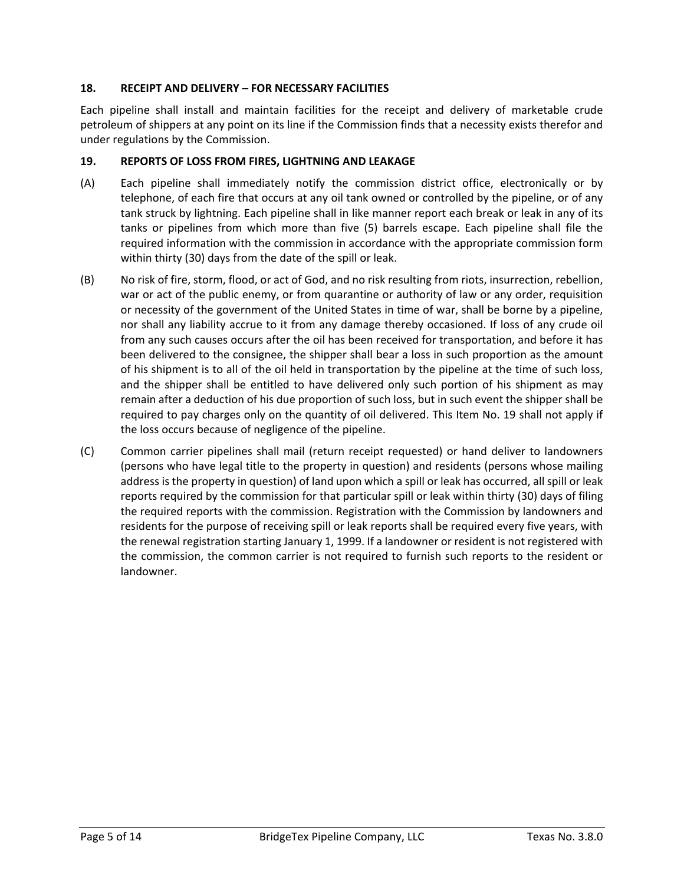### 18. RECEIPT AND DELIVERY – FOR NECESSARY FACILITIES

Each pipeline shall install and maintain facilities for the receipt and delivery of marketable crude petroleum of shippers at any point on its line if the Commission finds that a necessity exists therefor and under regulations by the Commission.

### 19. REPORTS OF LOSS FROM FIRES, LIGHTNING AND LEAKAGE

(A) Each pipeline shall immediately notify the commission district office, electronically or by telephone, of each fire that occurs at any oil tank owned or controlled by the pipeline, or of any tank struck by lightning. Each pipeline shall in like manner report each break or leak in any of its tanks or pipelines from which more than five (5) barrels escape. Each pipeline shall file the required information with the commission in accordance with the appropriate commission form within thirty (30) days from the date of the spill or leak.

(B) No risk of fire, storm, flood, or act of God, and no risk resulting from riots, insurrection, rebellion, war or act of the public enemy, or from quarantine or authority of law or any order, requisition or necessity of the government of the United States in time of war, shall be borne by a pipeline, nor shall any liability accrue to it from any damage thereby occasioned. If loss of any crude oil from any such causes occurs after the oil has been received for transportation, and before it has been delivered to the consignee, the shipper shall bear a loss in such proportion as the amount of his shipment is to all of the oil held in transportation by the pipeline at the time of such loss, and the shipper shall be entitled to have delivered only such portion of his shipment as may remain after a deduction of his due proportion of such loss, but in such event the shipper shall be required to pay charges only on the quantity of oil delivered. This Item No. 19 shall not apply if the loss occurs because of negligence of the pipeline.

(C) Common carrier pipelines shall mail (return receipt requested) or hand deliver to landowners (persons who have legal title to the property in question) and residents (persons whose mailing address is the property in question) of land upon which a spill or leak has occurred, all spill or leak reports required by the commission for that particular spill or leak within thirty (30) days of filing the required reports with the commission. Registration with the Commission by landowners and residents for the purpose of receiving spill or leak reports shall be required every five years, with the renewal registration starting January 1, 1999. If a landowner or resident is not registered with the commission, the common carrier is not required to furnish such reports to the resident or landowner.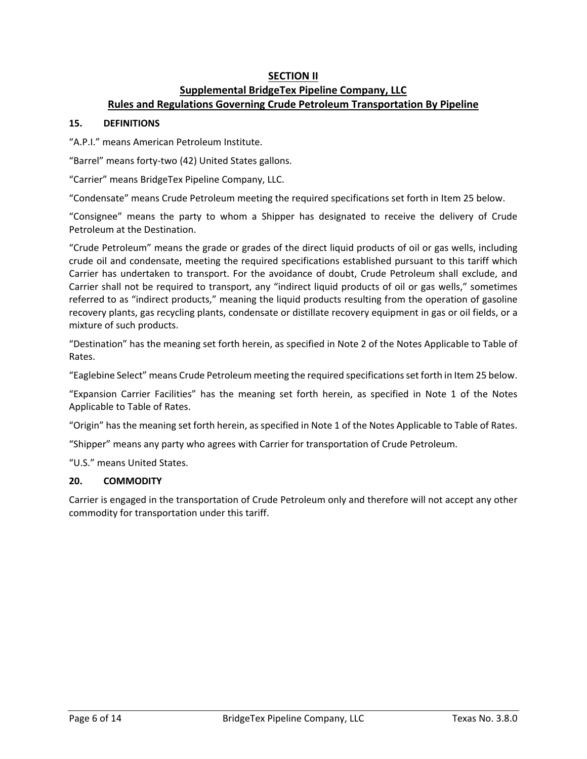# SECTION II
## Supplemental BridgeTex Pipeline Company, LLC
## Rules and Regulations Governing Crude Petroleum Transportation By Pipeline

### 15. DEFINITIONS

"A.P.I." means American Petroleum Institute.

"Barrel" means forty-two (42) United States gallons.

"Carrier" means BridgeTex Pipeline Company, LLC.

"Condensate" means Crude Petroleum meeting the required specifications set forth in Item 25 below.

"Consignee" means the party to whom a Shipper has designated to receive the delivery of Crude Petroleum at the Destination.

"Crude Petroleum" means the grade or grades of the direct liquid products of oil or gas wells, including crude oil and condensate, meeting the required specifications established pursuant to this tariff which Carrier has undertaken to transport. For the avoidance of doubt, Crude Petroleum shall exclude, and Carrier shall not be required to transport, any "indirect liquid products of oil or gas wells," sometimes referred to as "indirect products," meaning the liquid products resulting from the operation of gasoline recovery plants, gas recycling plants, condensate or distillate recovery equipment in gas or oil fields, or a mixture of such products.

"Destination" has the meaning set forth herein, as specified in Note 2 of the Notes Applicable to Table of Rates.

"Eaglebine Select" means Crude Petroleum meeting the required specifications set forth in Item 25 below.

"Expansion Carrier Facilities" has the meaning set forth herein, as specified in Note 1 of the Notes Applicable to Table of Rates.

"Origin" has the meaning set forth herein, as specified in Note 1 of the Notes Applicable to Table of Rates.

"Shipper" means any party who agrees with Carrier for transportation of Crude Petroleum.

"U.S." means United States.

### 20. COMMODITY

Carrier is engaged in the transportation of Crude Petroleum only and therefore will not accept any other commodity for transportation under this tariff.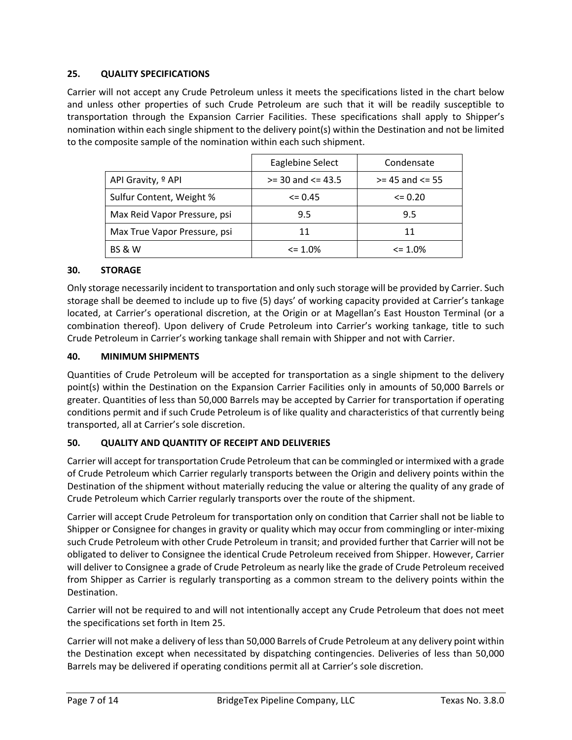## 25. QUALITY SPECIFICATIONS

Carrier will not accept any Crude Petroleum unless it meets the specifications listed in the chart below and unless other properties of such Crude Petroleum are such that it will be readily susceptible to transportation through the Expansion Carrier Facilities. These specifications shall apply to Shipper's nomination within each single shipment to the delivery point(s) within the Destination and not be limited to the composite sample of the nomination within each such shipment.

| | Eaglebine Select | Condensate |
|---|---|---|
| API Gravity, º API | >= 30 and <= 43.5 | >= 45 and <= 55 |
| Sulfur Content, Weight % | <= 0.45 | <= 0.20 |
| Max Reid Vapor Pressure, psi | 9.5 | 9.5 |
| Max True Vapor Pressure, psi | 11 | 11 |
| BS & W | <= 1.0% | <= 1.0% |

## 30. STORAGE

Only storage necessarily incident to transportation and only such storage will be provided by Carrier. Such storage shall be deemed to include up to five (5) days' of working capacity provided at Carrier's tankage located, at Carrier's operational discretion, at the Origin or at Magellan's East Houston Terminal (or a combination thereof). Upon delivery of Crude Petroleum into Carrier's working tankage, title to such Crude Petroleum in Carrier's working tankage shall remain with Shipper and not with Carrier.

## 40. MINIMUM SHIPMENTS

Quantities of Crude Petroleum will be accepted for transportation as a single shipment to the delivery point(s) within the Destination on the Expansion Carrier Facilities only in amounts of 50,000 Barrels or greater. Quantities of less than 50,000 Barrels may be accepted by Carrier for transportation if operating conditions permit and if such Crude Petroleum is of like quality and characteristics of that currently being transported, all at Carrier's sole discretion.

## 50. QUALITY AND QUANTITY OF RECEIPT AND DELIVERIES

Carrier will accept for transportation Crude Petroleum that can be commingled or intermixed with a grade of Crude Petroleum which Carrier regularly transports between the Origin and delivery points within the Destination of the shipment without materially reducing the value or altering the quality of any grade of Crude Petroleum which Carrier regularly transports over the route of the shipment.

Carrier will accept Crude Petroleum for transportation only on condition that Carrier shall not be liable to Shipper or Consignee for changes in gravity or quality which may occur from commingling or inter-mixing such Crude Petroleum with other Crude Petroleum in transit; and provided further that Carrier will not be obligated to deliver to Consignee the identical Crude Petroleum received from Shipper. However, Carrier will deliver to Consignee a grade of Crude Petroleum as nearly like the grade of Crude Petroleum received from Shipper as Carrier is regularly transporting as a common stream to the delivery points within the Destination.

Carrier will not be required to and will not intentionally accept any Crude Petroleum that does not meet the specifications set forth in Item 25.

Carrier will not make a delivery of less than 50,000 Barrels of Crude Petroleum at any delivery point within the Destination except when necessitated by dispatching contingencies. Deliveries of less than 50,000 Barrels may be delivered if operating conditions permit all at Carrier's sole discretion.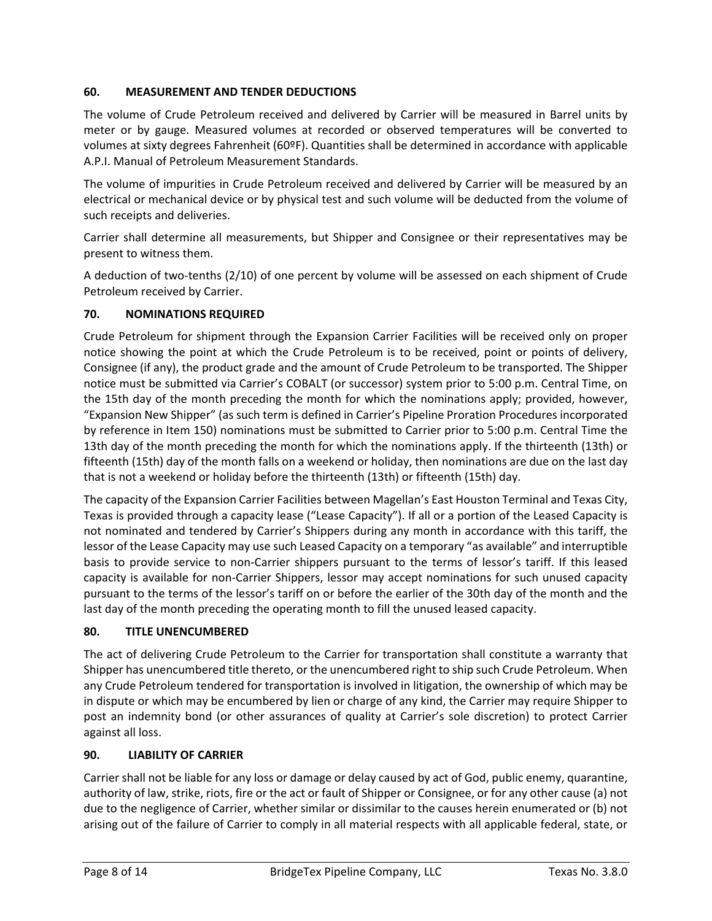## 60. MEASUREMENT AND TENDER DEDUCTIONS

The volume of Crude Petroleum received and delivered by Carrier will be measured in Barrel units by meter or by gauge. Measured volumes at recorded or observed temperatures will be converted to volumes at sixty degrees Fahrenheit (60ºF). Quantities shall be determined in accordance with applicable A.P.I. Manual of Petroleum Measurement Standards.

The volume of impurities in Crude Petroleum received and delivered by Carrier will be measured by an electrical or mechanical device or by physical test and such volume will be deducted from the volume of such receipts and deliveries.

Carrier shall determine all measurements, but Shipper and Consignee or their representatives may be present to witness them.

A deduction of two-tenths (2/10) of one percent by volume will be assessed on each shipment of Crude Petroleum received by Carrier.

## 70. NOMINATIONS REQUIRED

Crude Petroleum for shipment through the Expansion Carrier Facilities will be received only on proper notice showing the point at which the Crude Petroleum is to be received, point or points of delivery, Consignee (if any), the product grade and the amount of Crude Petroleum to be transported. The Shipper notice must be submitted via Carrier's COBALT (or successor) system prior to 5:00 p.m. Central Time, on the 15th day of the month preceding the month for which the nominations apply; provided, however, "Expansion New Shipper" (as such term is defined in Carrier's Pipeline Proration Procedures incorporated by reference in Item 150) nominations must be submitted to Carrier prior to 5:00 p.m. Central Time the 13th day of the month preceding the month for which the nominations apply. If the thirteenth (13th) or fifteenth (15th) day of the month falls on a weekend or holiday, then nominations are due on the last day that is not a weekend or holiday before the thirteenth (13th) or fifteenth (15th) day.

The capacity of the Expansion Carrier Facilities between Magellan's East Houston Terminal and Texas City, Texas is provided through a capacity lease ("Lease Capacity"). If all or a portion of the Leased Capacity is not nominated and tendered by Carrier's Shippers during any month in accordance with this tariff, the lessor of the Lease Capacity may use such Leased Capacity on a temporary "as available" and interruptible basis to provide service to non-Carrier shippers pursuant to the terms of lessor's tariff. If this leased capacity is available for non-Carrier Shippers, lessor may accept nominations for such unused capacity pursuant to the terms of the lessor's tariff on or before the earlier of the 30th day of the month and the last day of the month preceding the operating month to fill the unused leased capacity.

## 80. TITLE UNENCUMBERED

The act of delivering Crude Petroleum to the Carrier for transportation shall constitute a warranty that Shipper has unencumbered title thereto, or the unencumbered right to ship such Crude Petroleum. When any Crude Petroleum tendered for transportation is involved in litigation, the ownership of which may be in dispute or which may be encumbered by lien or charge of any kind, the Carrier may require Shipper to post an indemnity bond (or other assurances of quality at Carrier's sole discretion) to protect Carrier against all loss.

## 90. LIABILITY OF CARRIER

Carrier shall not be liable for any loss or damage or delay caused by act of God, public enemy, quarantine, authority of law, strike, riots, fire or the act or fault of Shipper or Consignee, or for any other cause (a) not due to the negligence of Carrier, whether similar or dissimilar to the causes herein enumerated or (b) not arising out of the failure of Carrier to comply in all material respects with all applicable federal, state, or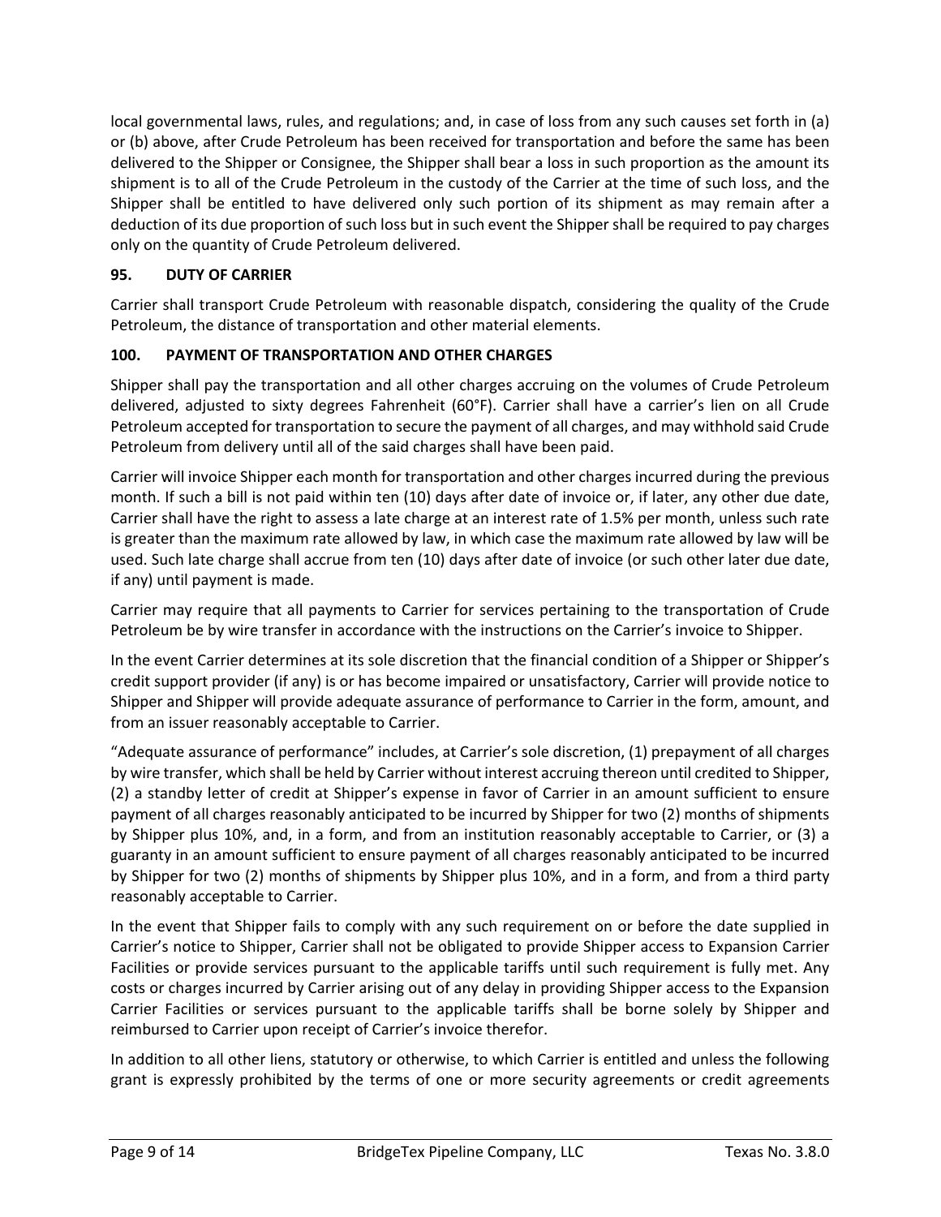local governmental laws, rules, and regulations; and, in case of loss from any such causes set forth in (a) or (b) above, after Crude Petroleum has been received for transportation and before the same has been delivered to the Shipper or Consignee, the Shipper shall bear a loss in such proportion as the amount its shipment is to all of the Crude Petroleum in the custody of the Carrier at the time of such loss, and the Shipper shall be entitled to have delivered only such portion of its shipment as may remain after a deduction of its due proportion of such loss but in such event the Shipper shall be required to pay charges only on the quantity of Crude Petroleum delivered.

## 95. DUTY OF CARRIER

Carrier shall transport Crude Petroleum with reasonable dispatch, considering the quality of the Crude Petroleum, the distance of transportation and other material elements.

## 100. PAYMENT OF TRANSPORTATION AND OTHER CHARGES

Shipper shall pay the transportation and all other charges accruing on the volumes of Crude Petroleum delivered, adjusted to sixty degrees Fahrenheit (60°F). Carrier shall have a carrier's lien on all Crude Petroleum accepted for transportation to secure the payment of all charges, and may withhold said Crude Petroleum from delivery until all of the said charges shall have been paid.

Carrier will invoice Shipper each month for transportation and other charges incurred during the previous month. If such a bill is not paid within ten (10) days after date of invoice or, if later, any other due date, Carrier shall have the right to assess a late charge at an interest rate of 1.5% per month, unless such rate is greater than the maximum rate allowed by law, in which case the maximum rate allowed by law will be used. Such late charge shall accrue from ten (10) days after date of invoice (or such other later due date, if any) until payment is made.

Carrier may require that all payments to Carrier for services pertaining to the transportation of Crude Petroleum be by wire transfer in accordance with the instructions on the Carrier's invoice to Shipper.

In the event Carrier determines at its sole discretion that the financial condition of a Shipper or Shipper's credit support provider (if any) is or has become impaired or unsatisfactory, Carrier will provide notice to Shipper and Shipper will provide adequate assurance of performance to Carrier in the form, amount, and from an issuer reasonably acceptable to Carrier.

"Adequate assurance of performance" includes, at Carrier's sole discretion, (1) prepayment of all charges by wire transfer, which shall be held by Carrier without interest accruing thereon until credited to Shipper, (2) a standby letter of credit at Shipper's expense in favor of Carrier in an amount sufficient to ensure payment of all charges reasonably anticipated to be incurred by Shipper for two (2) months of shipments by Shipper plus 10%, and, in a form, and from an institution reasonably acceptable to Carrier, or (3) a guaranty in an amount sufficient to ensure payment of all charges reasonably anticipated to be incurred by Shipper for two (2) months of shipments by Shipper plus 10%, and in a form, and from a third party reasonably acceptable to Carrier.

In the event that Shipper fails to comply with any such requirement on or before the date supplied in Carrier's notice to Shipper, Carrier shall not be obligated to provide Shipper access to Expansion Carrier Facilities or provide services pursuant to the applicable tariffs until such requirement is fully met. Any costs or charges incurred by Carrier arising out of any delay in providing Shipper access to the Expansion Carrier Facilities or services pursuant to the applicable tariffs shall be borne solely by Shipper and reimbursed to Carrier upon receipt of Carrier's invoice therefor.

In addition to all other liens, statutory or otherwise, to which Carrier is entitled and unless the following grant is expressly prohibited by the terms of one or more security agreements or credit agreements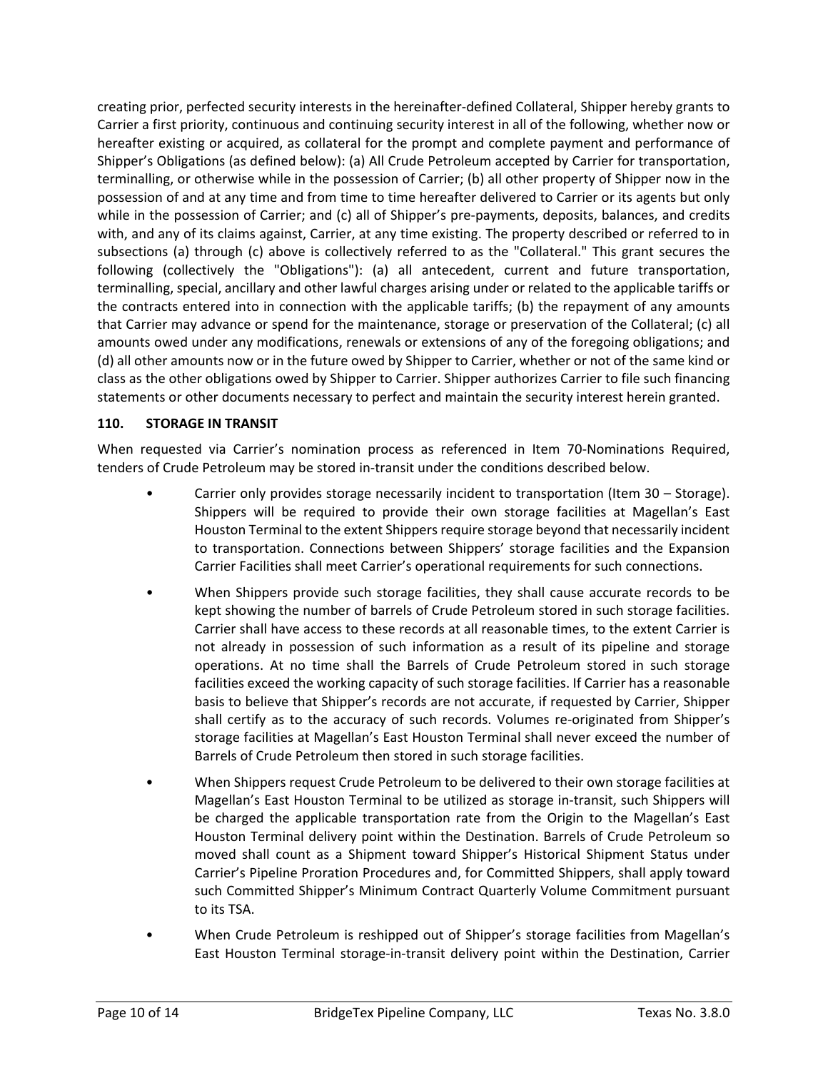creating prior, perfected security interests in the hereinafter-defined Collateral, Shipper hereby grants to Carrier a first priority, continuous and continuing security interest in all of the following, whether now or hereafter existing or acquired, as collateral for the prompt and complete payment and performance of Shipper's Obligations (as defined below): (a) All Crude Petroleum accepted by Carrier for transportation, terminalling, or otherwise while in the possession of Carrier; (b) all other property of Shipper now in the possession of and at any time and from time to time hereafter delivered to Carrier or its agents but only while in the possession of Carrier; and (c) all of Shipper's pre-payments, deposits, balances, and credits with, and any of its claims against, Carrier, at any time existing. The property described or referred to in subsections (a) through (c) above is collectively referred to as the "Collateral." This grant secures the following (collectively the "Obligations"): (a) all antecedent, current and future transportation, terminalling, special, ancillary and other lawful charges arising under or related to the applicable tariffs or the contracts entered into in connection with the applicable tariffs; (b) the repayment of any amounts that Carrier may advance or spend for the maintenance, storage or preservation of the Collateral; (c) all amounts owed under any modifications, renewals or extensions of any of the foregoing obligations; and (d) all other amounts now or in the future owed by Shipper to Carrier, whether or not of the same kind or class as the other obligations owed by Shipper to Carrier. Shipper authorizes Carrier to file such financing statements or other documents necessary to perfect and maintain the security interest herein granted.

## 110. STORAGE IN TRANSIT

When requested via Carrier's nomination process as referenced in Item 70-Nominations Required, tenders of Crude Petroleum may be stored in-transit under the conditions described below.

- Carrier only provides storage necessarily incident to transportation (Item 30 – Storage). Shippers will be required to provide their own storage facilities at Magellan's East Houston Terminal to the extent Shippers require storage beyond that necessarily incident to transportation. Connections between Shippers' storage facilities and the Expansion Carrier Facilities shall meet Carrier's operational requirements for such connections.
- When Shippers provide such storage facilities, they shall cause accurate records to be kept showing the number of barrels of Crude Petroleum stored in such storage facilities. Carrier shall have access to these records at all reasonable times, to the extent Carrier is not already in possession of such information as a result of its pipeline and storage operations. At no time shall the Barrels of Crude Petroleum stored in such storage facilities exceed the working capacity of such storage facilities. If Carrier has a reasonable basis to believe that Shipper's records are not accurate, if requested by Carrier, Shipper shall certify as to the accuracy of such records. Volumes re-originated from Shipper's storage facilities at Magellan's East Houston Terminal shall never exceed the number of Barrels of Crude Petroleum then stored in such storage facilities.
- When Shippers request Crude Petroleum to be delivered to their own storage facilities at Magellan's East Houston Terminal to be utilized as storage in-transit, such Shippers will be charged the applicable transportation rate from the Origin to the Magellan's East Houston Terminal delivery point within the Destination. Barrels of Crude Petroleum so moved shall count as a Shipment toward Shipper's Historical Shipment Status under Carrier's Pipeline Proration Procedures and, for Committed Shippers, shall apply toward such Committed Shipper's Minimum Contract Quarterly Volume Commitment pursuant to its TSA.
- When Crude Petroleum is reshipped out of Shipper's storage facilities from Magellan's East Houston Terminal storage-in-transit delivery point within the Destination, Carrier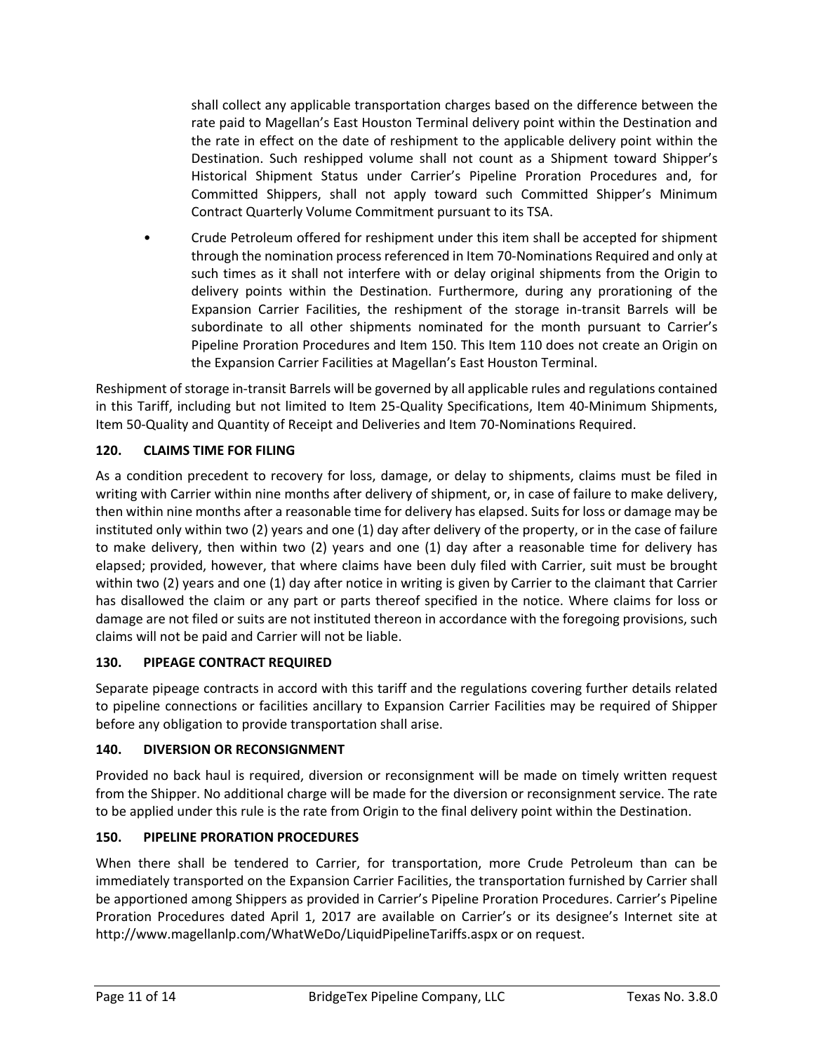shall collect any applicable transportation charges based on the difference between the rate paid to Magellan's East Houston Terminal delivery point within the Destination and the rate in effect on the date of reshipment to the applicable delivery point within the Destination. Such reshipped volume shall not count as a Shipment toward Shipper's Historical Shipment Status under Carrier's Pipeline Proration Procedures and, for Committed Shippers, shall not apply toward such Committed Shipper's Minimum Contract Quarterly Volume Commitment pursuant to its TSA.

- Crude Petroleum offered for reshipment under this item shall be accepted for shipment through the nomination process referenced in Item 70-Nominations Required and only at such times as it shall not interfere with or delay original shipments from the Origin to delivery points within the Destination. Furthermore, during any prorationing of the Expansion Carrier Facilities, the reshipment of the storage in-transit Barrels will be subordinate to all other shipments nominated for the month pursuant to Carrier's Pipeline Proration Procedures and Item 150. This Item 110 does not create an Origin on the Expansion Carrier Facilities at Magellan's East Houston Terminal.

Reshipment of storage in-transit Barrels will be governed by all applicable rules and regulations contained in this Tariff, including but not limited to Item 25-Quality Specifications, Item 40-Minimum Shipments, Item 50-Quality and Quantity of Receipt and Deliveries and Item 70-Nominations Required.

**120. CLAIMS TIME FOR FILING**

As a condition precedent to recovery for loss, damage, or delay to shipments, claims must be filed in writing with Carrier within nine months after delivery of shipment, or, in case of failure to make delivery, then within nine months after a reasonable time for delivery has elapsed. Suits for loss or damage may be instituted only within two (2) years and one (1) day after delivery of the property, or in the case of failure to make delivery, then within two (2) years and one (1) day after a reasonable time for delivery has elapsed; provided, however, that where claims have been duly filed with Carrier, suit must be brought within two (2) years and one (1) day after notice in writing is given by Carrier to the claimant that Carrier has disallowed the claim or any part or parts thereof specified in the notice. Where claims for loss or damage are not filed or suits are not instituted thereon in accordance with the foregoing provisions, such claims will not be paid and Carrier will not be liable.

**130. PIPEAGE CONTRACT REQUIRED**

Separate pipeage contracts in accord with this tariff and the regulations covering further details related to pipeline connections or facilities ancillary to Expansion Carrier Facilities may be required of Shipper before any obligation to provide transportation shall arise.

**140. DIVERSION OR RECONSIGNMENT**

Provided no back haul is required, diversion or reconsignment will be made on timely written request from the Shipper. No additional charge will be made for the diversion or reconsignment service. The rate to be applied under this rule is the rate from Origin to the final delivery point within the Destination.

**150. PIPELINE PRORATION PROCEDURES**

When there shall be tendered to Carrier, for transportation, more Crude Petroleum than can be immediately transported on the Expansion Carrier Facilities, the transportation furnished by Carrier shall be apportioned among Shippers as provided in Carrier's Pipeline Proration Procedures. Carrier's Pipeline Proration Procedures dated April 1, 2017 are available on Carrier's or its designee's Internet site at http://www.magellanlp.com/WhatWeDo/LiquidPipelineTariffs.aspx or on request.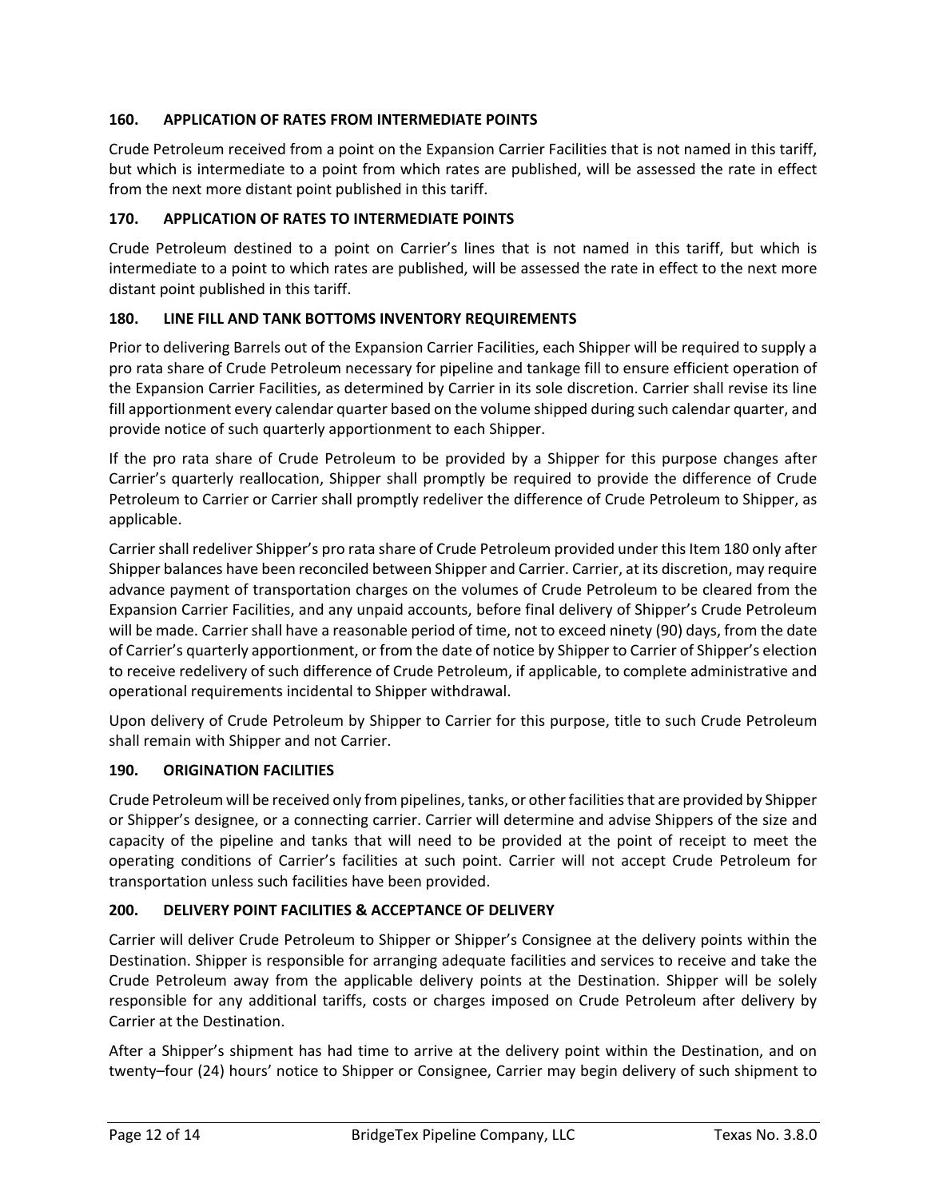### 160. APPLICATION OF RATES FROM INTERMEDIATE POINTS

Crude Petroleum received from a point on the Expansion Carrier Facilities that is not named in this tariff, but which is intermediate to a point from which rates are published, will be assessed the rate in effect from the next more distant point published in this tariff.

### 170. APPLICATION OF RATES TO INTERMEDIATE POINTS

Crude Petroleum destined to a point on Carrier's lines that is not named in this tariff, but which is intermediate to a point to which rates are published, will be assessed the rate in effect to the next more distant point published in this tariff.

### 180. LINE FILL AND TANK BOTTOMS INVENTORY REQUIREMENTS

Prior to delivering Barrels out of the Expansion Carrier Facilities, each Shipper will be required to supply a pro rata share of Crude Petroleum necessary for pipeline and tankage fill to ensure efficient operation of the Expansion Carrier Facilities, as determined by Carrier in its sole discretion. Carrier shall revise its line fill apportionment every calendar quarter based on the volume shipped during such calendar quarter, and provide notice of such quarterly apportionment to each Shipper.

If the pro rata share of Crude Petroleum to be provided by a Shipper for this purpose changes after Carrier's quarterly reallocation, Shipper shall promptly be required to provide the difference of Crude Petroleum to Carrier or Carrier shall promptly redeliver the difference of Crude Petroleum to Shipper, as applicable.

Carrier shall redeliver Shipper's pro rata share of Crude Petroleum provided under this Item 180 only after Shipper balances have been reconciled between Shipper and Carrier. Carrier, at its discretion, may require advance payment of transportation charges on the volumes of Crude Petroleum to be cleared from the Expansion Carrier Facilities, and any unpaid accounts, before final delivery of Shipper's Crude Petroleum will be made. Carrier shall have a reasonable period of time, not to exceed ninety (90) days, from the date of Carrier's quarterly apportionment, or from the date of notice by Shipper to Carrier of Shipper's election to receive redelivery of such difference of Crude Petroleum, if applicable, to complete administrative and operational requirements incidental to Shipper withdrawal.

Upon delivery of Crude Petroleum by Shipper to Carrier for this purpose, title to such Crude Petroleum shall remain with Shipper and not Carrier.

### 190. ORIGINATION FACILITIES

Crude Petroleum will be received only from pipelines, tanks, or other facilities that are provided by Shipper or Shipper's designee, or a connecting carrier. Carrier will determine and advise Shippers of the size and capacity of the pipeline and tanks that will need to be provided at the point of receipt to meet the operating conditions of Carrier's facilities at such point. Carrier will not accept Crude Petroleum for transportation unless such facilities have been provided.

### 200. DELIVERY POINT FACILITIES & ACCEPTANCE OF DELIVERY

Carrier will deliver Crude Petroleum to Shipper or Shipper's Consignee at the delivery points within the Destination. Shipper is responsible for arranging adequate facilities and services to receive and take the Crude Petroleum away from the applicable delivery points at the Destination. Shipper will be solely responsible for any additional tariffs, costs or charges imposed on Crude Petroleum after delivery by Carrier at the Destination.

After a Shipper's shipment has had time to arrive at the delivery point within the Destination, and on twenty–four (24) hours' notice to Shipper or Consignee, Carrier may begin delivery of such shipment to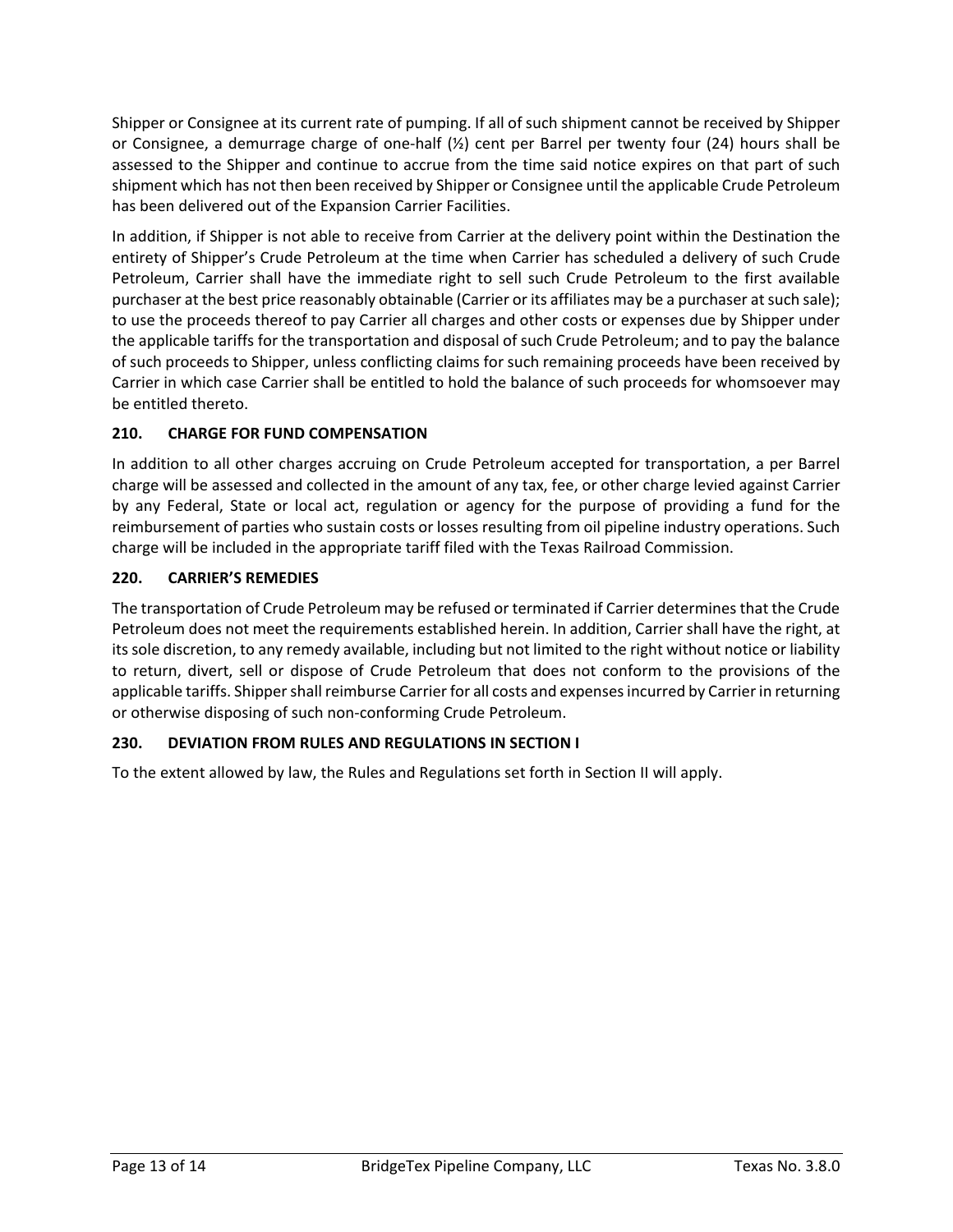Shipper or Consignee at its current rate of pumping. If all of such shipment cannot be received by Shipper or Consignee, a demurrage charge of one-half (½) cent per Barrel per twenty four (24) hours shall be assessed to the Shipper and continue to accrue from the time said notice expires on that part of such shipment which has not then been received by Shipper or Consignee until the applicable Crude Petroleum has been delivered out of the Expansion Carrier Facilities.

In addition, if Shipper is not able to receive from Carrier at the delivery point within the Destination the entirety of Shipper's Crude Petroleum at the time when Carrier has scheduled a delivery of such Crude Petroleum, Carrier shall have the immediate right to sell such Crude Petroleum to the first available purchaser at the best price reasonably obtainable (Carrier or its affiliates may be a purchaser at such sale); to use the proceeds thereof to pay Carrier all charges and other costs or expenses due by Shipper under the applicable tariffs for the transportation and disposal of such Crude Petroleum; and to pay the balance of such proceeds to Shipper, unless conflicting claims for such remaining proceeds have been received by Carrier in which case Carrier shall be entitled to hold the balance of such proceeds for whomsoever may be entitled thereto.

**210. CHARGE FOR FUND COMPENSATION**

In addition to all other charges accruing on Crude Petroleum accepted for transportation, a per Barrel charge will be assessed and collected in the amount of any tax, fee, or other charge levied against Carrier by any Federal, State or local act, regulation or agency for the purpose of providing a fund for the reimbursement of parties who sustain costs or losses resulting from oil pipeline industry operations. Such charge will be included in the appropriate tariff filed with the Texas Railroad Commission.

**220. CARRIER'S REMEDIES**

The transportation of Crude Petroleum may be refused or terminated if Carrier determines that the Crude Petroleum does not meet the requirements established herein. In addition, Carrier shall have the right, at its sole discretion, to any remedy available, including but not limited to the right without notice or liability to return, divert, sell or dispose of Crude Petroleum that does not conform to the provisions of the applicable tariffs. Shipper shall reimburse Carrier for all costs and expenses incurred by Carrier in returning or otherwise disposing of such non-conforming Crude Petroleum.

**230. DEVIATION FROM RULES AND REGULATIONS IN SECTION I**

To the extent allowed by law, the Rules and Regulations set forth in Section II will apply.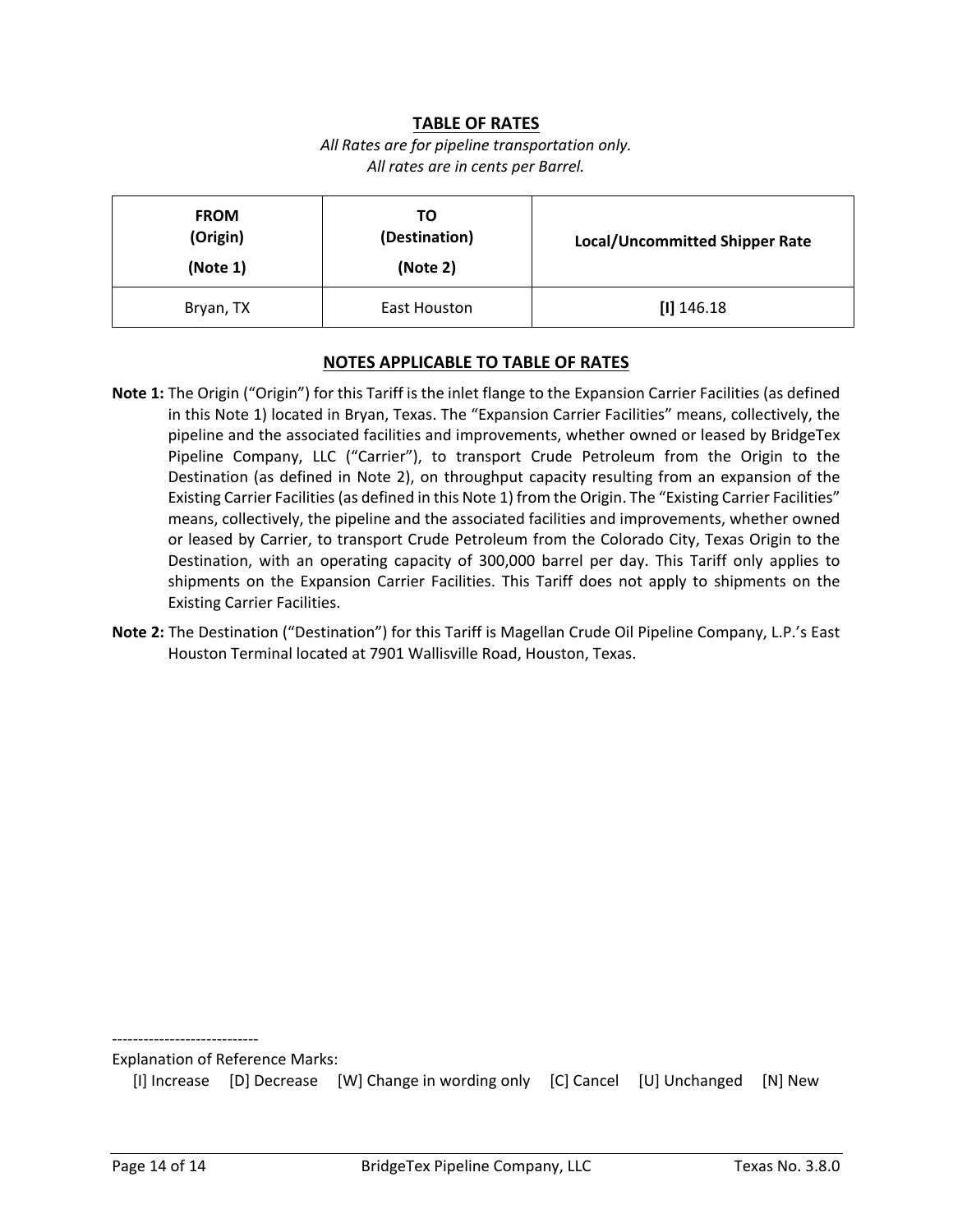## TABLE OF RATES

*All Rates are for pipeline transportation only.*
*All rates are in cents per Barrel.*

| FROM (Origin) (Note 1) | TO (Destination) (Note 2) | Local/Uncommitted Shipper Rate |
|---|---|---|
| Bryan, TX | East Houston | **[I]** 146.18 |

## NOTES APPLICABLE TO TABLE OF RATES

**Note 1:** The Origin ("Origin") for this Tariff is the inlet flange to the Expansion Carrier Facilities (as defined in this Note 1) located in Bryan, Texas. The "Expansion Carrier Facilities" means, collectively, the pipeline and the associated facilities and improvements, whether owned or leased by BridgeTex Pipeline Company, LLC ("Carrier"), to transport Crude Petroleum from the Origin to the Destination (as defined in Note 2), on throughput capacity resulting from an expansion of the Existing Carrier Facilities (as defined in this Note 1) from the Origin. The "Existing Carrier Facilities" means, collectively, the pipeline and the associated facilities and improvements, whether owned or leased by Carrier, to transport Crude Petroleum from the Colorado City, Texas Origin to the Destination, with an operating capacity of 300,000 barrel per day. This Tariff only applies to shipments on the Expansion Carrier Facilities. This Tariff does not apply to shipments on the Existing Carrier Facilities.

**Note 2:** The Destination ("Destination") for this Tariff is Magellan Crude Oil Pipeline Company, L.P.'s East Houston Terminal located at 7901 Wallisville Road, Houston, Texas.

----------------------------

Explanation of Reference Marks:

[I] Increase [D] Decrease [W] Change in wording only [C] Cancel [U] Unchanged [N] New